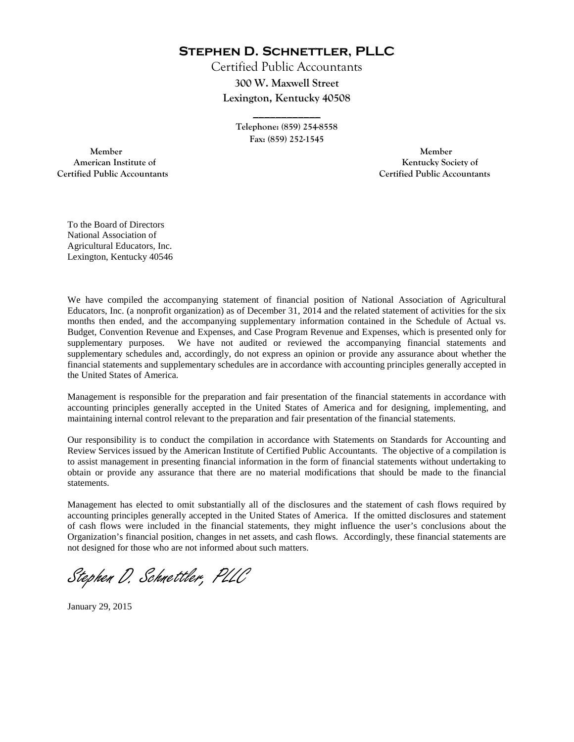# Stephen D. Schnettler, PLLC

Certified Public Accountants

**300 W. Maxwell Street**

**Lexington, Kentucky 40508**

---

Telephone: (859) 254-8558

Fax: (859) 252-1545

Member
American Institute of
Certified Public Accountants

Member
Kentucky Society of
Certified Public Accountants

To the Board of Directors
National Association of
Agricultural Educators, Inc.
Lexington, Kentucky 40546

We have compiled the accompanying statement of financial position of National Association of Agricultural Educators, Inc. (a nonprofit organization) as of December 31, 2014 and the related statement of activities for the six months then ended, and the accompanying supplementary information contained in the Schedule of Actual vs. Budget, Convention Revenue and Expenses, and Case Program Revenue and Expenses, which is presented only for supplementary purposes. We have not audited or reviewed the accompanying financial statements and supplementary schedules and, accordingly, do not express an opinion or provide any assurance about whether the financial statements and supplementary schedules are in accordance with accounting principles generally accepted in the United States of America.

Management is responsible for the preparation and fair presentation of the financial statements in accordance with accounting principles generally accepted in the United States of America and for designing, implementing, and maintaining internal control relevant to the preparation and fair presentation of the financial statements.

Our responsibility is to conduct the compilation in accordance with Statements on Standards for Accounting and Review Services issued by the American Institute of Certified Public Accountants. The objective of a compilation is to assist management in presenting financial information in the form of financial statements without undertaking to obtain or provide any assurance that there are no material modifications that should be made to the financial statements.

Management has elected to omit substantially all of the disclosures and the statement of cash flows required by accounting principles generally accepted in the United States of America. If the omitted disclosures and statement of cash flows were included in the financial statements, they might influence the user's conclusions about the Organization's financial position, changes in net assets, and cash flows. Accordingly, these financial statements are not designed for those who are not informed about such matters.

*Stephen D. Schnettler, PLLC*

January 29, 2015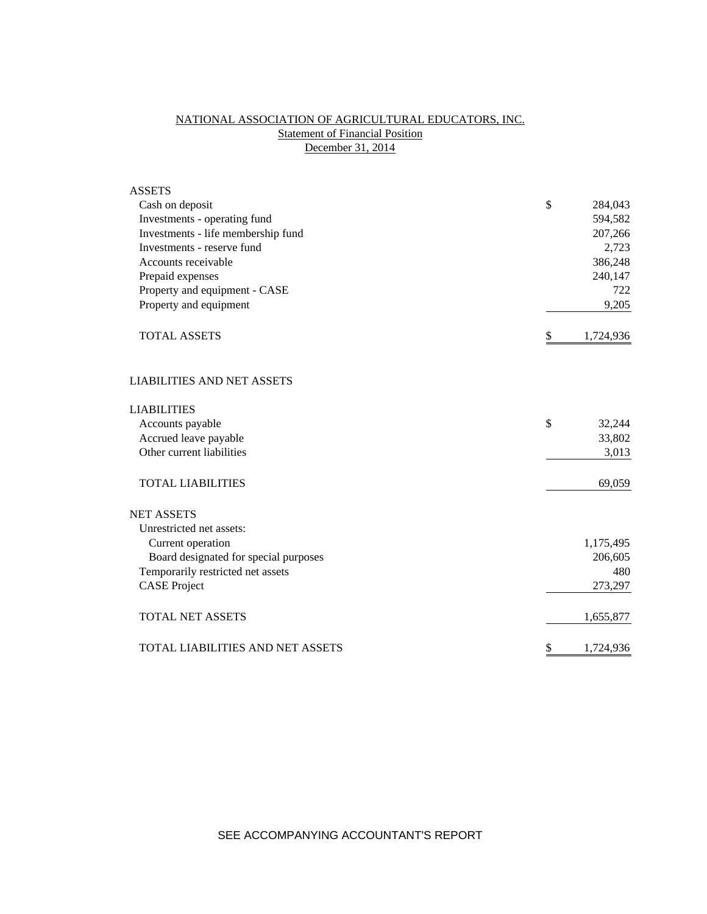# NATIONAL ASSOCIATION OF AGRICULTURAL EDUCATORS, INC.

## Statement of Financial Position

### December 31, 2014

| | | |
|---|---|---|
| **ASSETS** | | |
| Cash on deposit | $ | 284,043 |
| Investments - operating fund | | 594,582 |
| Investments - life membership fund | | 207,266 |
| Investments - reserve fund | | 2,723 |
| Accounts receivable | | 386,248 |
| Prepaid expenses | | 240,147 |
| Property and equipment - CASE | | 722 |
| Property and equipment | | 9,205 |
| TOTAL ASSETS | $ | 1,724,936 |
| | | |
| **LIABILITIES AND NET ASSETS** | | |
| | | |
| **LIABILITIES** | | |
| Accounts payable | $ | 32,244 |
| Accrued leave payable | | 33,802 |
| Other current liabilities | | 3,013 |
| TOTAL LIABILITIES | | 69,059 |
| | | |
| **NET ASSETS** | | |
| Unrestricted net assets: | | |
| Current operation | | 1,175,495 |
| Board designated for special purposes | | 206,605 |
| Temporarily restricted net assets | | 480 |
| CASE Project | | 273,297 |
| TOTAL NET ASSETS | | 1,655,877 |
| | | |
| TOTAL LIABILITIES AND NET ASSETS | $ | 1,724,936 |

SEE ACCOMPANYING ACCOUNTANT'S REPORT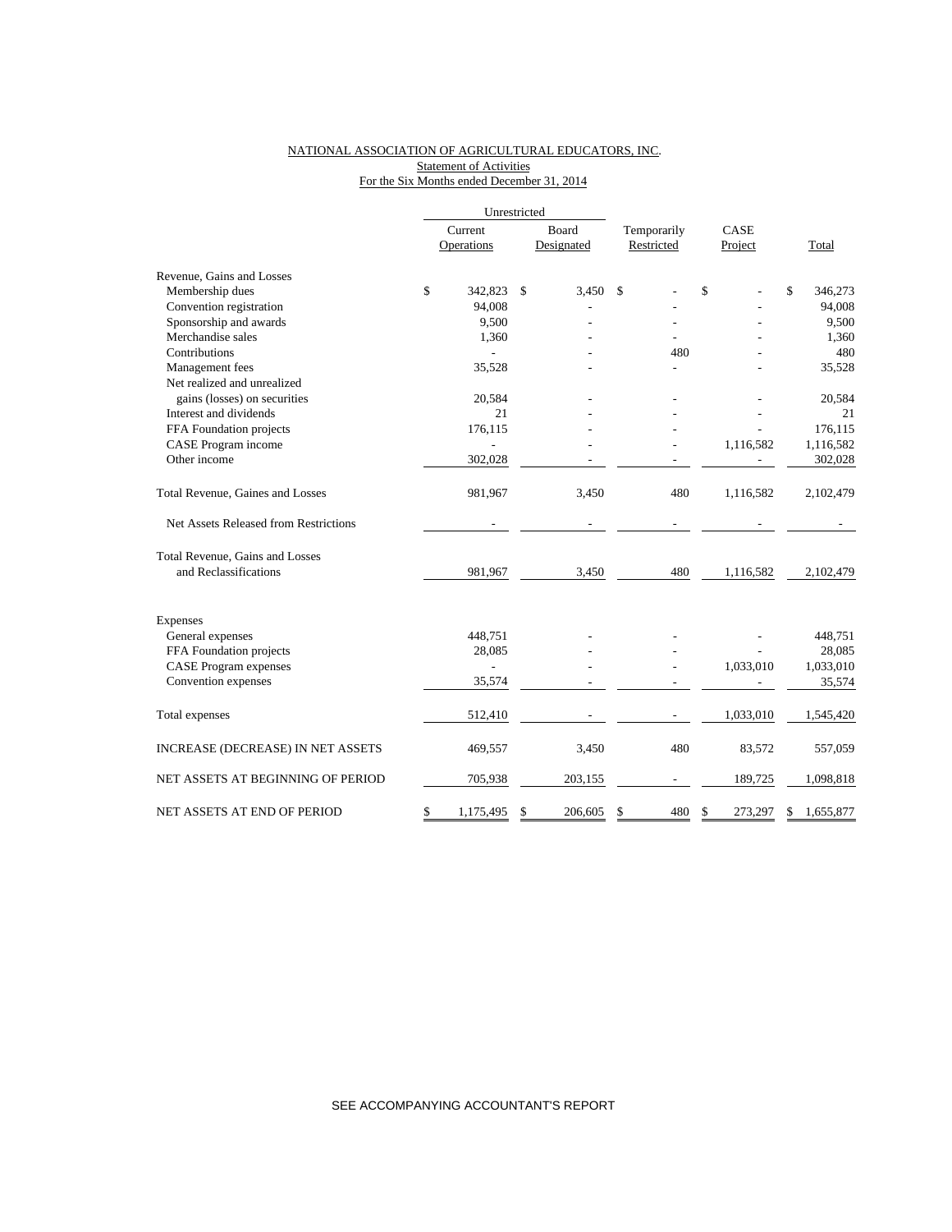NATIONAL ASSOCIATION OF AGRICULTURAL EDUCATORS, INC.
Statement of Activities
For the Six Months ended December 31, 2014

| | Unrestricted | | | | |
|---|---|---|---|---|---|
| | Current Operations | Board Designated | Temporarily Restricted | CASE Project | Total |
| Revenue, Gains and Losses | | | | | |
| Membership dues | $ 342,823 | $ 3,450 | $ - | $ - | $ 346,273 |
| Convention registration | 94,008 | - | - | - | 94,008 |
| Sponsorship and awards | 9,500 | - | - | - | 9,500 |
| Merchandise sales | 1,360 | - | - | - | 1,360 |
| Contributions | - | - | 480 | - | 480 |
| Management fees | 35,528 | - | - | - | 35,528 |
| Net realized and unrealized gains (losses) on securities | 20,584 | - | - | - | 20,584 |
| Interest and dividends | 21 | - | - | - | 21 |
| FFA Foundation projects | 176,115 | - | - | - | 176,115 |
| CASE Program income | - | - | - | 1,116,582 | 1,116,582 |
| Other income | 302,028 | - | - | - | 302,028 |
| Total Revenue, Gaines and Losses | 981,967 | 3,450 | 480 | 1,116,582 | 2,102,479 |
| Net Assets Released from Restrictions | - | - | - | - | - |
| Total Revenue, Gains and Losses and Reclassifications | 981,967 | 3,450 | 480 | 1,116,582 | 2,102,479 |
| Expenses | | | | | |
| General expenses | 448,751 | - | - | - | 448,751 |
| FFA Foundation projects | 28,085 | - | - | - | 28,085 |
| CASE Program expenses | - | - | - | 1,033,010 | 1,033,010 |
| Convention expenses | 35,574 | - | - | - | 35,574 |
| Total expenses | 512,410 | - | - | 1,033,010 | 1,545,420 |
| INCREASE (DECREASE) IN NET ASSETS | 469,557 | 3,450 | 480 | 83,572 | 557,059 |
| NET ASSETS AT BEGINNING OF PERIOD | 705,938 | 203,155 | - | 189,725 | 1,098,818 |
| NET ASSETS AT END OF PERIOD | $ 1,175,495 | $ 206,605 | $ 480 | $ 273,297 | $ 1,655,877 |

SEE ACCOMPANYING ACCOUNTANT'S REPORT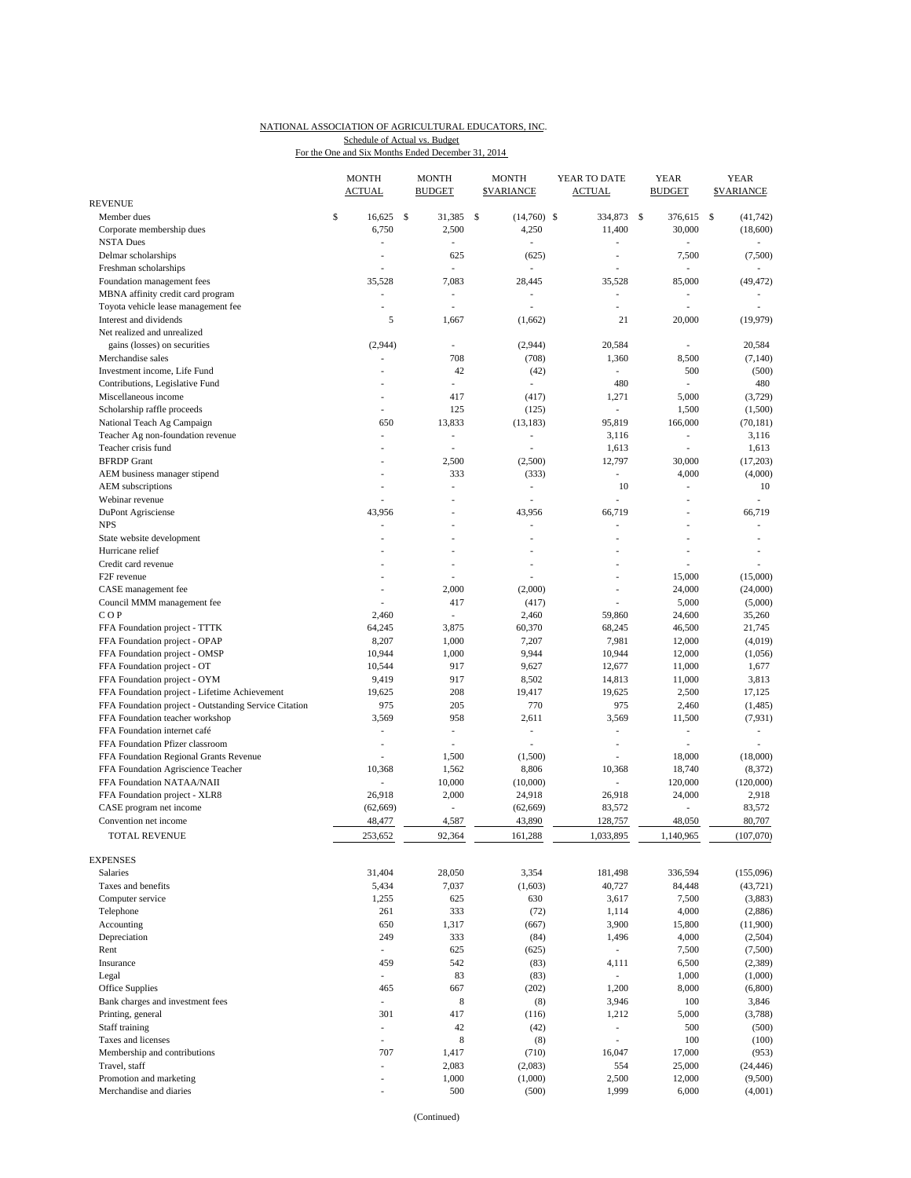NATIONAL ASSOCIATION OF AGRICULTURAL EDUCATORS, INC.
Schedule of Actual vs. Budget
For the One and Six Months Ended December 31, 2014

| | MONTH ACTUAL | MONTH BUDGET | MONTH $VARIANCE | YEAR TO DATE ACTUAL | YEAR BUDGET | YEAR $VARIANCE |
|---|---|---|---|---|---|---|
| **REVENUE** | | | | | | |
| Member dues | $ 16,625 | $ 31,385 | $ (14,760) | $ 334,873 | $ 376,615 | $ (41,742) |
| Corporate membership dues | 6,750 | 2,500 | 4,250 | 11,400 | 30,000 | (18,600) |
| NSTA Dues | - | - | - | - | - | - |
| Delmar scholarships | - | 625 | (625) | - | 7,500 | (7,500) |
| Freshman scholarships | - | - | - | - | - | - |
| Foundation management fees | 35,528 | 7,083 | 28,445 | 35,528 | 85,000 | (49,472) |
| MBNA affinity credit card program | - | - | - | - | - | - |
| Toyota vehicle lease management fee | - | - | - | - | - | - |
| Interest and dividends | 5 | 1,667 | (1,662) | 21 | 20,000 | (19,979) |
| Net realized and unrealized gains (losses) on securities | (2,944) | - | (2,944) | 20,584 | - | 20,584 |
| Merchandise sales | - | 708 | (708) | 1,360 | 8,500 | (7,140) |
| Investment income, Life Fund | - | 42 | (42) | - | 500 | (500) |
| Contributions, Legislative Fund | - | - | - | 480 | - | 480 |
| Miscellaneous income | - | 417 | (417) | 1,271 | 5,000 | (3,729) |
| Scholarship raffle proceeds | - | 125 | (125) | - | 1,500 | (1,500) |
| National Teach Ag Campaign | 650 | 13,833 | (13,183) | 95,819 | 166,000 | (70,181) |
| Teacher Ag non-foundation revenue | - | - | - | 3,116 | - | 3,116 |
| Teacher crisis fund | - | - | - | 1,613 | - | 1,613 |
| BFRDP Grant | - | 2,500 | (2,500) | 12,797 | 30,000 | (17,203) |
| AEM business manager stipend | - | 333 | (333) | - | 4,000 | (4,000) |
| AEM subscriptions | - | - | - | 10 | - | 10 |
| Webinar revenue | - | - | - | - | - | - |
| DuPont Agrisciense | 43,956 | - | 43,956 | 66,719 | - | 66,719 |
| NPS | - | - | - | - | - | - |
| State website development | - | - | - | - | - | - |
| Hurricane relief | - | - | - | - | - | - |
| Credit card revenue | - | - | - | - | - | - |
| F2F revenue | - | - | - | - | 15,000 | (15,000) |
| CASE management fee | - | 2,000 | (2,000) | - | 24,000 | (24,000) |
| Council MMM management fee | - | 417 | (417) | - | 5,000 | (5,000) |
| C O P | 2,460 | - | 2,460 | 59,860 | 24,600 | 35,260 |
| FFA Foundation project - TTTK | 64,245 | 3,875 | 60,370 | 68,245 | 46,500 | 21,745 |
| FFA Foundation project - OPAP | 8,207 | 1,000 | 7,207 | 7,981 | 12,000 | (4,019) |
| FFA Foundation project - OMSP | 10,944 | 1,000 | 9,944 | 10,944 | 12,000 | (1,056) |
| FFA Foundation project - OT | 10,544 | 917 | 9,627 | 12,677 | 11,000 | 1,677 |
| FFA Foundation project - OYM | 9,419 | 917 | 8,502 | 14,813 | 11,000 | 3,813 |
| FFA Foundation project - Lifetime Achievement | 19,625 | 208 | 19,417 | 19,625 | 2,500 | 17,125 |
| FFA Foundation project - Outstanding Service Citation | 975 | 205 | 770 | 975 | 2,460 | (1,485) |
| FFA Foundation teacher workshop | 3,569 | 958 | 2,611 | 3,569 | 11,500 | (7,931) |
| FFA Foundation internet café | - | - | - | - | - | - |
| FFA Foundation Pfizer classroom | - | - | - | - | - | - |
| FFA Foundation Regional Grants Revenue | - | 1,500 | (1,500) | - | 18,000 | (18,000) |
| FFA Foundation Agriscience Teacher | 10,368 | 1,562 | 8,806 | 10,368 | 18,740 | (8,372) |
| FFA Foundation NATAA/NAII | - | 10,000 | (10,000) | - | 120,000 | (120,000) |
| FFA Foundation project - XLR8 | 26,918 | 2,000 | 24,918 | 26,918 | 24,000 | 2,918 |
| CASE program net income | (62,669) | - | (62,669) | 83,572 | - | 83,572 |
| Convention net income | 48,477 | 4,587 | 43,890 | 128,757 | 48,050 | 80,707 |
| TOTAL REVENUE | 253,652 | 92,364 | 161,288 | 1,033,895 | 1,140,965 | (107,070) |
| **EXPENSES** | | | | | | |
| Salaries | 31,404 | 28,050 | 3,354 | 181,498 | 336,594 | (155,096) |
| Taxes and benefits | 5,434 | 7,037 | (1,603) | 40,727 | 84,448 | (43,721) |
| Computer service | 1,255 | 625 | 630 | 3,617 | 7,500 | (3,883) |
| Telephone | 261 | 333 | (72) | 1,114 | 4,000 | (2,886) |
| Accounting | 650 | 1,317 | (667) | 3,900 | 15,800 | (11,900) |
| Depreciation | 249 | 333 | (84) | 1,496 | 4,000 | (2,504) |
| Rent | - | 625 | (625) | - | 7,500 | (7,500) |
| Insurance | 459 | 542 | (83) | 4,111 | 6,500 | (2,389) |
| Legal | - | 83 | (83) | - | 1,000 | (1,000) |
| Office Supplies | 465 | 667 | (202) | 1,200 | 8,000 | (6,800) |
| Bank charges and investment fees | - | 8 | (8) | 3,946 | 100 | 3,846 |
| Printing, general | 301 | 417 | (116) | 1,212 | 5,000 | (3,788) |
| Staff training | - | 42 | (42) | - | 500 | (500) |
| Taxes and licenses | - | 8 | (8) | - | 100 | (100) |
| Membership and contributions | 707 | 1,417 | (710) | 16,047 | 17,000 | (953) |
| Travel, staff | - | 2,083 | (2,083) | 554 | 25,000 | (24,446) |
| Promotion and marketing | - | 1,000 | (1,000) | 2,500 | 12,000 | (9,500) |
| Merchandise and diaries | - | 500 | (500) | 1,999 | 6,000 | (4,001) |

(Continued)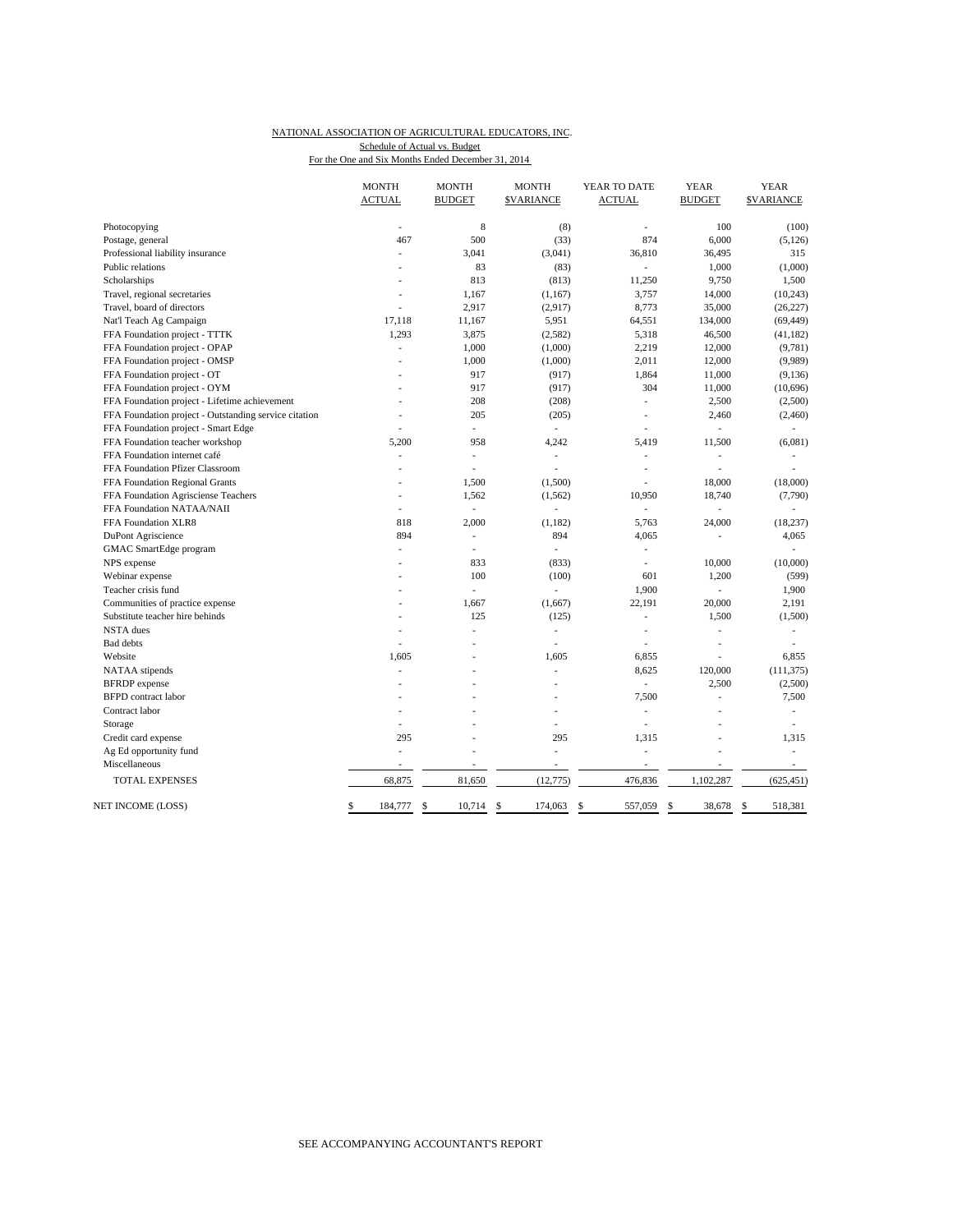NATIONAL ASSOCIATION OF AGRICULTURAL EDUCATORS, INC.

Schedule of Actual vs. Budget

For the One and Six Months Ended December 31, 2014

| | MONTH ACTUAL | MONTH BUDGET | MONTH $VARIANCE | YEAR TO DATE ACTUAL | YEAR BUDGET | YEAR $VARIANCE |
|---|---|---|---|---|---|---|
| Photocopying | - | 8 | (8) | - | 100 | (100) |
| Postage, general | 467 | 500 | (33) | 874 | 6,000 | (5,126) |
| Professional liability insurance | - | 3,041 | (3,041) | 36,810 | 36,495 | 315 |
| Public relations | - | 83 | (83) | - | 1,000 | (1,000) |
| Scholarships | - | 813 | (813) | 11,250 | 9,750 | 1,500 |
| Travel, regional secretaries | - | 1,167 | (1,167) | 3,757 | 14,000 | (10,243) |
| Travel, board of directors | - | 2,917 | (2,917) | 8,773 | 35,000 | (26,227) |
| Nat'l Teach Ag Campaign | 17,118 | 11,167 | 5,951 | 64,551 | 134,000 | (69,449) |
| FFA Foundation project - TTTK | 1,293 | 3,875 | (2,582) | 5,318 | 46,500 | (41,182) |
| FFA Foundation project - OPAP | - | 1,000 | (1,000) | 2,219 | 12,000 | (9,781) |
| FFA Foundation project - OMSP | - | 1,000 | (1,000) | 2,011 | 12,000 | (9,989) |
| FFA Foundation project - OT | - | 917 | (917) | 1,864 | 11,000 | (9,136) |
| FFA Foundation project - OYM | - | 917 | (917) | 304 | 11,000 | (10,696) |
| FFA Foundation project - Lifetime achievement | - | 208 | (208) | - | 2,500 | (2,500) |
| FFA Foundation project - Outstanding service citation | - | 205 | (205) | - | 2,460 | (2,460) |
| FFA Foundation project - Smart Edge | - | - | - | - | - | - |
| FFA Foundation teacher workshop | 5,200 | 958 | 4,242 | 5,419 | 11,500 | (6,081) |
| FFA Foundation internet café | - | - | - | - | - | - |
| FFA Foundation Pfizer Classroom | - | - | - | - | - | - |
| FFA Foundation Regional Grants | - | 1,500 | (1,500) | - | 18,000 | (18,000) |
| FFA Foundation Agrisciense Teachers | - | 1,562 | (1,562) | 10,950 | 18,740 | (7,790) |
| FFA Foundation NATAA/NAII | - | - | - | - | - | - |
| FFA Foundation XLR8 | 818 | 2,000 | (1,182) | 5,763 | 24,000 | (18,237) |
| DuPont Agriscience | 894 | - | 894 | 4,065 | - | 4,065 |
| GMAC SmartEdge program | - | - | - | - | | - |
| NPS expense | - | 833 | (833) | - | 10,000 | (10,000) |
| Webinar expense | - | 100 | (100) | 601 | 1,200 | (599) |
| Teacher crisis fund | - | - | - | 1,900 | - | 1,900 |
| Communities of practice expense | - | 1,667 | (1,667) | 22,191 | 20,000 | 2,191 |
| Substitute teacher hire behinds | - | 125 | (125) | - | 1,500 | (1,500) |
| NSTA dues | - | - | - | - | - | - |
| Bad debts | - | - | - | - | - | - |
| Website | 1,605 | - | 1,605 | 6,855 | - | 6,855 |
| NATAA stipends | - | - | - | 8,625 | 120,000 | (111,375) |
| BFRDP expense | - | - | - | - | 2,500 | (2,500) |
| BFPD contract labor | - | - | - | 7,500 | - | 7,500 |
| Contract labor | - | - | - | - | - | - |
| Storage | - | - | - | - | - | - |
| Credit card expense | 295 | - | 295 | 1,315 | - | 1,315 |
| Ag Ed opportunity fund | - | - | - | - | - | - |
| Miscellaneous | - | - | - | - | - | - |
| TOTAL EXPENSES | 68,875 | 81,650 | (12,775) | 476,836 | 1,102,287 | (625,451) |
| NET INCOME (LOSS) | $ 184,777 | $ 10,714 | $ 174,063 | $ 557,059 | $ 38,678 | $ 518,381 |

SEE ACCOMPANYING ACCOUNTANT'S REPORT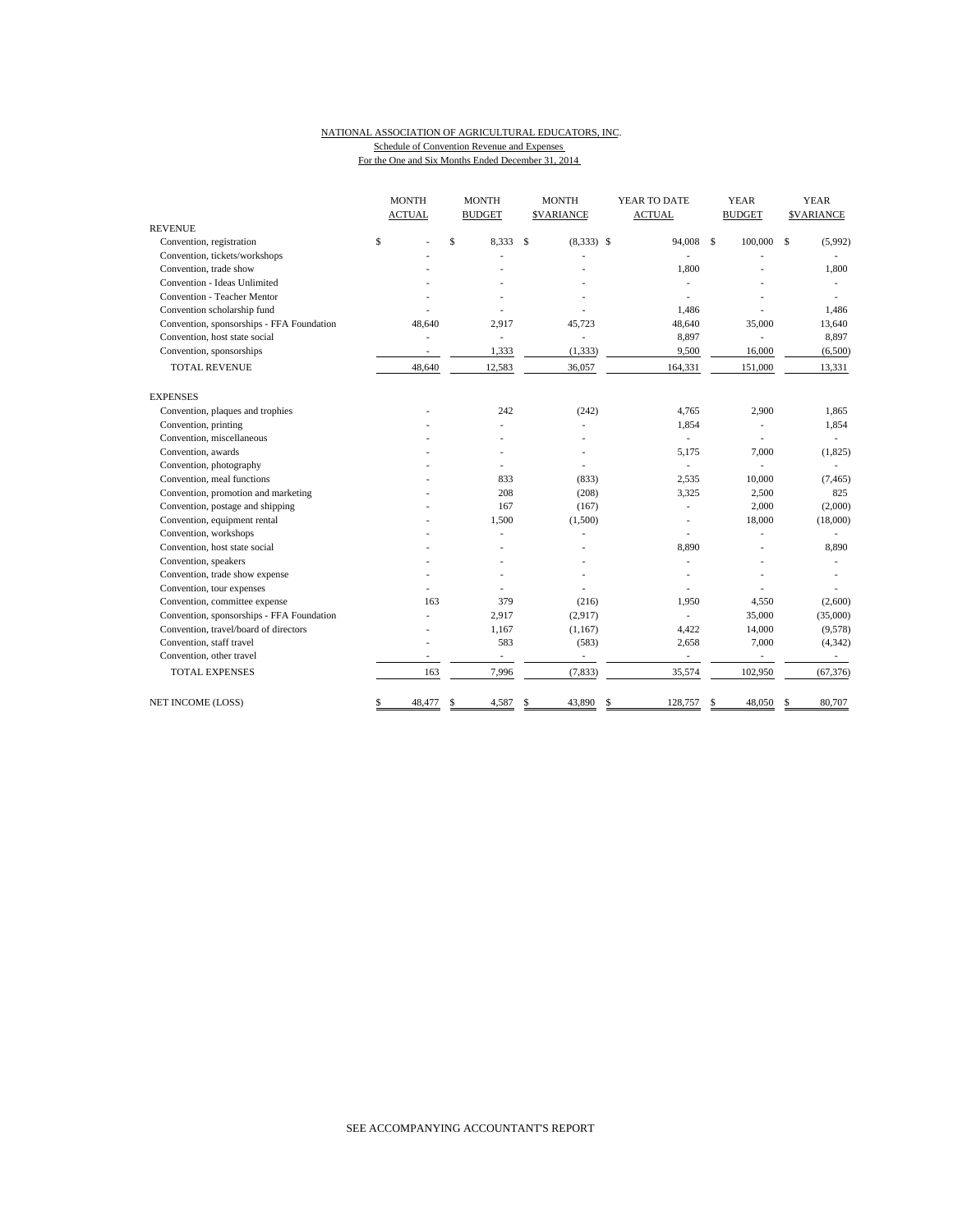NATIONAL ASSOCIATION OF AGRICULTURAL EDUCATORS, INC.

Schedule of Convention Revenue and Expenses

For the One and Six Months Ended December 31, 2014

| | MONTH ACTUAL | MONTH BUDGET | MONTH $VARIANCE | YEAR TO DATE ACTUAL | YEAR BUDGET | YEAR $VARIANCE |
|---|---|---|---|---|---|---|
| **REVENUE** | | | | | | |
| Convention, registration | $ - | $ 8,333 | $ (8,333) | $ 94,008 | $ 100,000 | $ (5,992) |
| Convention, tickets/workshops | - | - | - | - | - | - |
| Convention, trade show | - | - | - | 1,800 | - | 1,800 |
| Convention - Ideas Unlimited | - | - | - | - | - | - |
| Convention - Teacher Mentor | - | - | - | - | - | - |
| Convention scholarship fund | - | - | - | 1,486 | - | 1,486 |
| Convention, sponsorships - FFA Foundation | 48,640 | 2,917 | 45,723 | 48,640 | 35,000 | 13,640 |
| Convention, host state social | - | - | - | 8,897 | - | 8,897 |
| Convention, sponsorships | - | 1,333 | (1,333) | 9,500 | 16,000 | (6,500) |
| TOTAL REVENUE | 48,640 | 12,583 | 36,057 | 164,331 | 151,000 | 13,331 |
| **EXPENSES** | | | | | | |
| Convention, plaques and trophies | - | 242 | (242) | 4,765 | 2,900 | 1,865 |
| Convention, printing | - | - | - | 1,854 | - | 1,854 |
| Convention, miscellaneous | - | - | - | - | - | - |
| Convention, awards | - | - | - | 5,175 | 7,000 | (1,825) |
| Convention, photography | - | - | - | - | - | - |
| Convention, meal functions | - | 833 | (833) | 2,535 | 10,000 | (7,465) |
| Convention, promotion and marketing | - | 208 | (208) | 3,325 | 2,500 | 825 |
| Convention, postage and shipping | - | 167 | (167) | - | 2,000 | (2,000) |
| Convention, equipment rental | - | 1,500 | (1,500) | - | 18,000 | (18,000) |
| Convention, workshops | - | - | - | - | - | - |
| Convention, host state social | - | - | - | 8,890 | - | 8,890 |
| Convention, speakers | - | - | - | - | - | - |
| Convention, trade show expense | - | - | - | - | - | - |
| Convention, tour expenses | - | - | - | - | - | - |
| Convention, committee expense | 163 | 379 | (216) | 1,950 | 4,550 | (2,600) |
| Convention, sponsorships - FFA Foundation | - | 2,917 | (2,917) | - | 35,000 | (35,000) |
| Convention, travel/board of directors | - | 1,167 | (1,167) | 4,422 | 14,000 | (9,578) |
| Convention, staff travel | - | 583 | (583) | 2,658 | 7,000 | (4,342) |
| Convention, other travel | - | - | - | - | - | - |
| TOTAL EXPENSES | 163 | 7,996 | (7,833) | 35,574 | 102,950 | (67,376) |
| NET INCOME (LOSS) | $ 48,477 | $ 4,587 | $ 43,890 | $ 128,757 | $ 48,050 | $ 80,707 |

SEE ACCOMPANYING ACCOUNTANT'S REPORT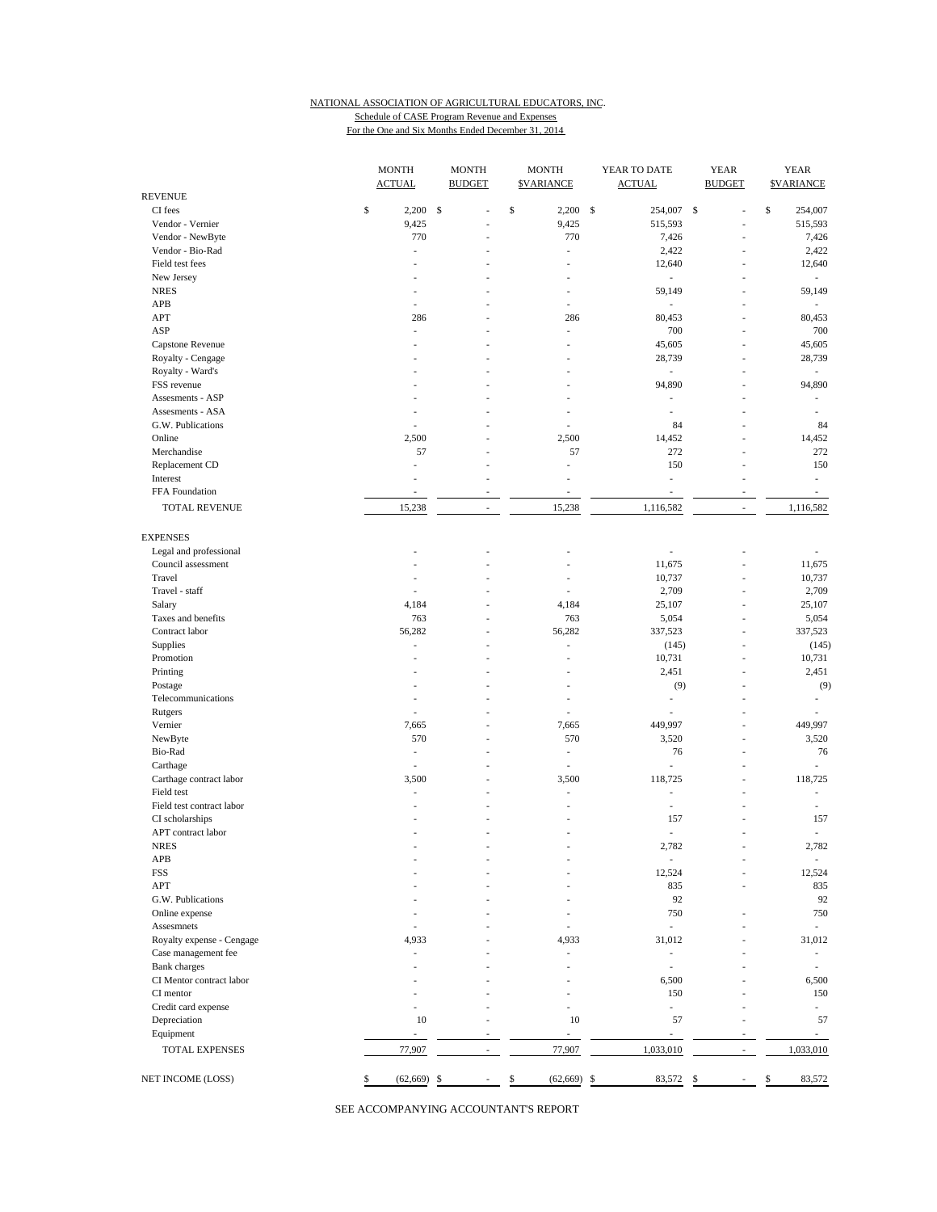NATIONAL ASSOCIATION OF AGRICULTURAL EDUCATORS, INC.

Schedule of CASE Program Revenue and Expenses

For the One and Six Months Ended December 31, 2014

| | MONTH ACTUAL | MONTH BUDGET | MONTH $VARIANCE | YEAR TO DATE ACTUAL | YEAR BUDGET | YEAR $VARIANCE |
|---|---|---|---|---|---|---|
| REVENUE | | | | | | |
| CI fees | $ 2,200 | $ - | $ 2,200 | $ 254,007 | $ - | $ 254,007 |
| Vendor - Vernier | 9,425 | - | 9,425 | 515,593 | - | 515,593 |
| Vendor - NewByte | 770 | - | 770 | 7,426 | - | 7,426 |
| Vendor - Bio-Rad | - | - | - | 2,422 | - | 2,422 |
| Field test fees | - | - | - | 12,640 | - | 12,640 |
| New Jersey | - | - | - | - | - | - |
| NRES | - | - | - | 59,149 | - | 59,149 |
| APB | - | - | - | - | - | - |
| APT | 286 | - | 286 | 80,453 | - | 80,453 |
| ASP | - | - | - | 700 | - | 700 |
| Capstone Revenue | - | - | - | 45,605 | - | 45,605 |
| Royalty - Cengage | - | - | - | 28,739 | - | 28,739 |
| Royalty - Ward's | - | - | - | - | - | - |
| FSS revenue | - | - | - | 94,890 | - | 94,890 |
| Assesments - ASP | - | - | - | - | - | - |
| Assesments - ASA | - | - | - | - | - | - |
| G.W. Publications | - | - | - | 84 | - | 84 |
| Online | 2,500 | - | 2,500 | 14,452 | - | 14,452 |
| Merchandise | 57 | - | 57 | 272 | - | 272 |
| Replacement CD | - | - | - | 150 | - | 150 |
| Interest | - | - | - | - | - | - |
| FFA Foundation | - | - | - | - | - | - |
| TOTAL REVENUE | 15,238 | - | 15,238 | 1,116,582 | - | 1,116,582 |
| EXPENSES | | | | | | |
| Legal and professional | - | - | - | - | - | - |
| Council assessment | - | - | - | 11,675 | - | 11,675 |
| Travel | - | - | - | 10,737 | - | 10,737 |
| Travel - staff | - | - | - | 2,709 | - | 2,709 |
| Salary | 4,184 | - | 4,184 | 25,107 | - | 25,107 |
| Taxes and benefits | 763 | - | 763 | 5,054 | - | 5,054 |
| Contract labor | 56,282 | - | 56,282 | 337,523 | - | 337,523 |
| Supplies | - | - | - | (145) | - | (145) |
| Promotion | - | - | - | 10,731 | - | 10,731 |
| Printing | - | - | - | 2,451 | - | 2,451 |
| Postage | - | - | - | (9) | - | (9) |
| Telecommunications | - | - | - | - | - | - |
| Rutgers | - | - | - | - | - | - |
| Vernier | 7,665 | - | 7,665 | 449,997 | - | 449,997 |
| NewByte | 570 | - | 570 | 3,520 | - | 3,520 |
| Bio-Rad | - | - | - | 76 | - | 76 |
| Carthage | - | - | - | - | - | - |
| Carthage contract labor | 3,500 | - | 3,500 | 118,725 | - | 118,725 |
| Field test | - | - | - | - | - | - |
| Field test contract labor | - | - | - | - | - | - |
| CI scholarships | - | - | - | 157 | - | 157 |
| APT contract labor | - | - | - | - | - | - |
| NRES | - | - | - | 2,782 | - | 2,782 |
| APB | - | - | - | - | - | - |
| FSS | - | - | - | 12,524 | - | 12,524 |
| APT | - | - | - | 835 | - | 835 |
| G.W. Publications | - | - | - | 92 | | 92 |
| Online expense | - | - | - | 750 | - | 750 |
| Assesmnets | - | - | - | - | - | - |
| Royalty expense - Cengage | 4,933 | - | 4,933 | 31,012 | - | 31,012 |
| Case management fee | - | - | - | - | - | - |
| Bank charges | - | - | - | - | - | - |
| CI Mentor contract labor | - | - | - | 6,500 | - | 6,500 |
| CI mentor | - | - | - | 150 | - | 150 |
| Credit card expense | - | - | - | - | - | - |
| Depreciation | 10 | - | 10 | 57 | - | 57 |
| Equipment | - | - | - | - | - | - |
| TOTAL EXPENSES | 77,907 | - | 77,907 | 1,033,010 | - | 1,033,010 |
| NET INCOME (LOSS) | $ (62,669) | $ - | $ (62,669) | $ 83,572 | $ - | $ 83,572 |

SEE ACCOMPANYING ACCOUNTANT'S REPORT